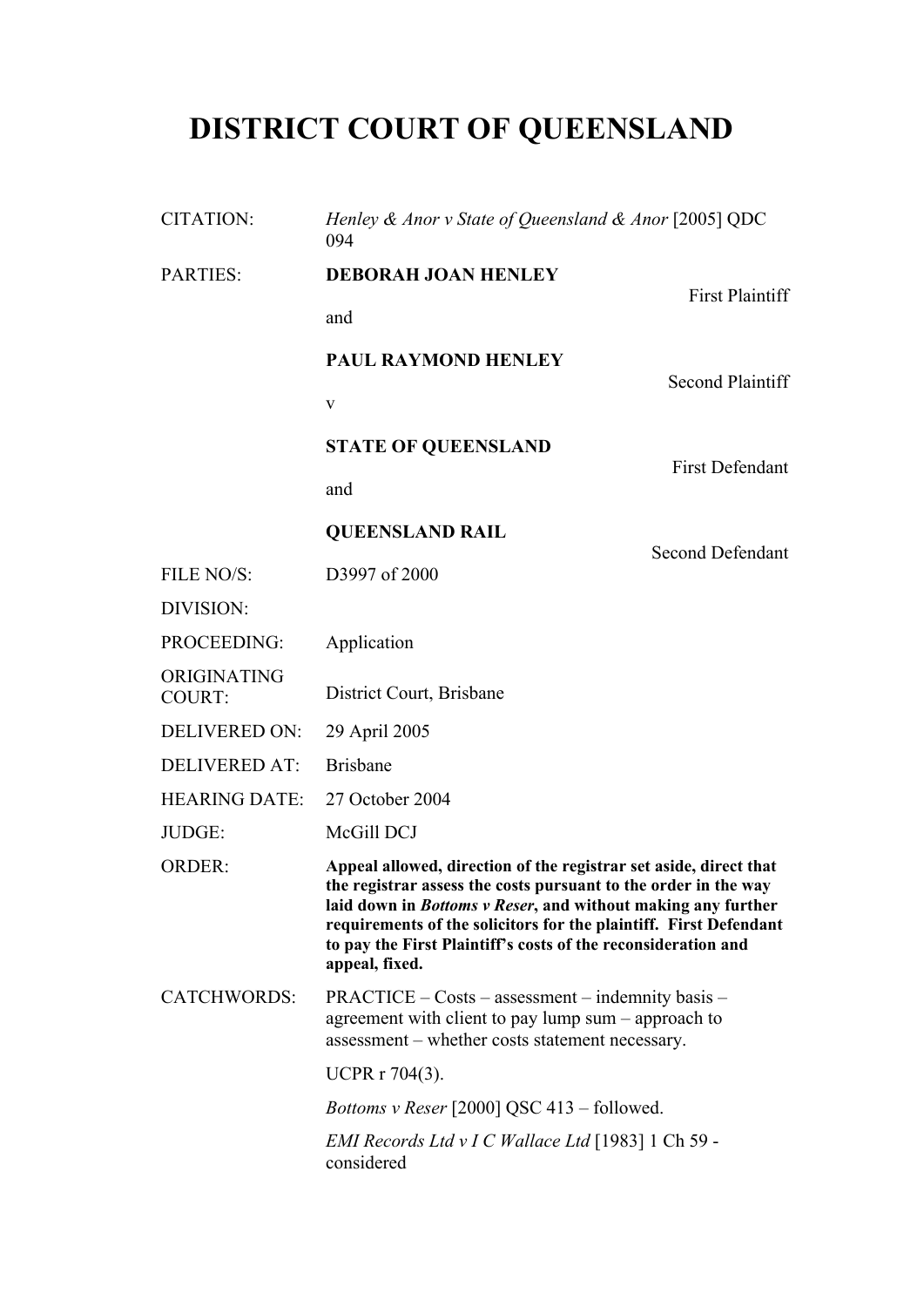# DISTRICT COURT OF QUEENSLAND

| | |
|---|---|
| CITATION: | *Henley & Anor v State of Queensland & Anor* [2005] QDC 094 |
| PARTIES: | **DEBORAH JOAN HENLEY** First Plaintiff<br>and<br>**PAUL RAYMOND HENLEY** Second Plaintiff<br>v<br>**STATE OF QUEENSLAND** First Defendant<br>and<br>**QUEENSLAND RAIL** Second Defendant |
| FILE NO/S: | D3997 of 2000 |
| DIVISION: | |
| PROCEEDING: | Application |
| ORIGINATING COURT: | District Court, Brisbane |
| DELIVERED ON: | 29 April 2005 |
| DELIVERED AT: | Brisbane |
| HEARING DATE: | 27 October 2004 |
| JUDGE: | McGill DCJ |
| ORDER: | **Appeal allowed, direction of the registrar set aside, direct that the registrar assess the costs pursuant to the order in the way laid down in *Bottoms v Reser*, and without making any further requirements of the solicitors for the plaintiff. First Defendant to pay the First Plaintiff's costs of the reconsideration and appeal, fixed.** |
| CATCHWORDS: | PRACTICE – Costs – assessment – indemnity basis – agreement with client to pay lump sum – approach to assessment – whether costs statement necessary.<br><br>UCPR r 704(3).<br><br>*Bottoms v Reser* [2000] QSC 413 – followed.<br><br>*EMI Records Ltd v I C Wallace Ltd* [1983] 1 Ch 59 - considered |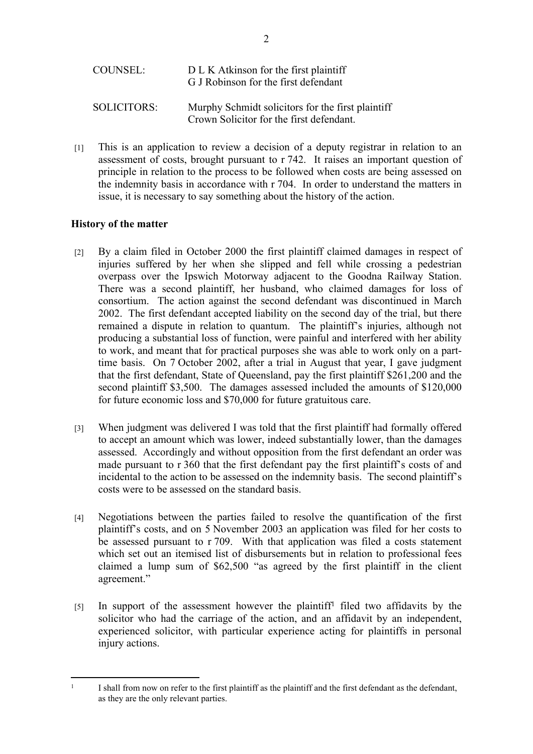| COUNSEL: | D L K Atkinson for the first plaintiff<br>G J Robinson for the first defendant |
|---|---|
| SOLICITORS: | Murphy Schmidt solicitors for the first plaintiff<br>Crown Solicitor for the first defendant. |

[1] This is an application to review a decision of a deputy registrar in relation to an assessment of costs, brought pursuant to r 742. It raises an important question of principle in relation to the process to be followed when costs are being assessed on the indemnity basis in accordance with r 704. In order to understand the matters in issue, it is necessary to say something about the history of the action.

## History of the matter

[2] By a claim filed in October 2000 the first plaintiff claimed damages in respect of injuries suffered by her when she slipped and fell while crossing a pedestrian overpass over the Ipswich Motorway adjacent to the Goodna Railway Station. There was a second plaintiff, her husband, who claimed damages for loss of consortium. The action against the second defendant was discontinued in March 2002. The first defendant accepted liability on the second day of the trial, but there remained a dispute in relation to quantum. The plaintiff's injuries, although not producing a substantial loss of function, were painful and interfered with her ability to work, and meant that for practical purposes she was able to work only on a part-time basis. On 7 October 2002, after a trial in August that year, I gave judgment that the first defendant, State of Queensland, pay the first plaintiff $261,200 and the second plaintiff $3,500. The damages assessed included the amounts of $120,000 for future economic loss and $70,000 for future gratuitous care.

[3] When judgment was delivered I was told that the first plaintiff had formally offered to accept an amount which was lower, indeed substantially lower, than the damages assessed. Accordingly and without opposition from the first defendant an order was made pursuant to r 360 that the first defendant pay the first plaintiff's costs of and incidental to the action to be assessed on the indemnity basis. The second plaintiff's costs were to be assessed on the standard basis.

[4] Negotiations between the parties failed to resolve the quantification of the first plaintiff's costs, and on 5 November 2003 an application was filed for her costs to be assessed pursuant to r 709. With that application was filed a costs statement which set out an itemised list of disbursements but in relation to professional fees claimed a lump sum of $62,500 "as agreed by the first plaintiff in the client agreement."

[5] In support of the assessment however the plaintiff[1] filed two affidavits by the solicitor who had the carriage of the action, and an affidavit by an independent, experienced solicitor, with particular experience acting for plaintiffs in personal injury actions.

[1] I shall from now on refer to the first plaintiff as the plaintiff and the first defendant as the defendant, as they are the only relevant parties.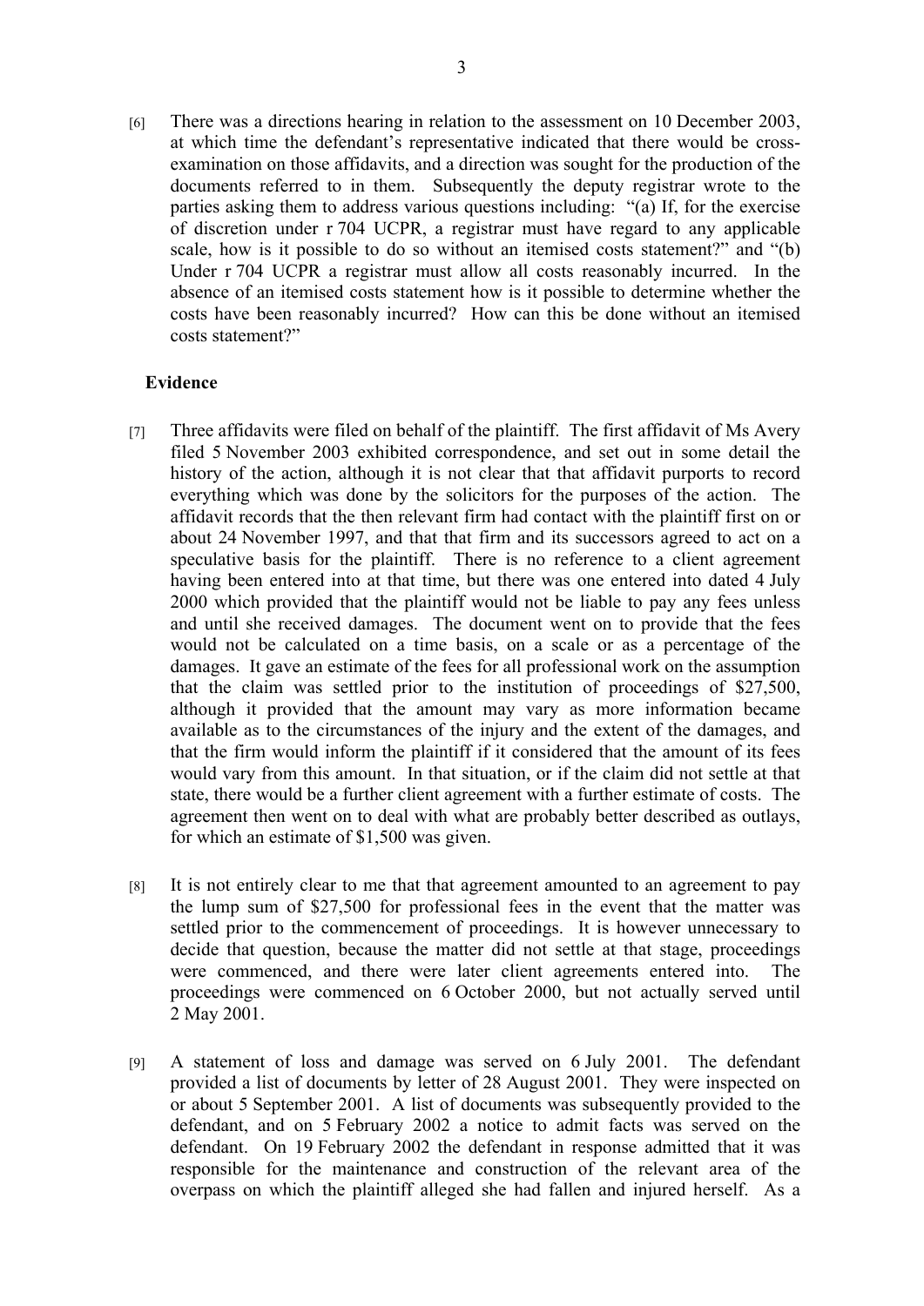[6] There was a directions hearing in relation to the assessment on 10 December 2003, at which time the defendant's representative indicated that there would be cross-examination on those affidavits, and a direction was sought for the production of the documents referred to in them. Subsequently the deputy registrar wrote to the parties asking them to address various questions including: "(a) If, for the exercise of discretion under r 704 UCPR, a registrar must have regard to any applicable scale, how is it possible to do so without an itemised costs statement?" and "(b) Under r 704 UCPR a registrar must allow all costs reasonably incurred. In the absence of an itemised costs statement how is it possible to determine whether the costs have been reasonably incurred? How can this be done without an itemised costs statement?"

**Evidence**

[7] Three affidavits were filed on behalf of the plaintiff. The first affidavit of Ms Avery filed 5 November 2003 exhibited correspondence, and set out in some detail the history of the action, although it is not clear that that affidavit purports to record everything which was done by the solicitors for the purposes of the action. The affidavit records that the then relevant firm had contact with the plaintiff first on or about 24 November 1997, and that that firm and its successors agreed to act on a speculative basis for the plaintiff. There is no reference to a client agreement having been entered into at that time, but there was one entered into dated 4 July 2000 which provided that the plaintiff would not be liable to pay any fees unless and until she received damages. The document went on to provide that the fees would not be calculated on a time basis, on a scale or as a percentage of the damages. It gave an estimate of the fees for all professional work on the assumption that the claim was settled prior to the institution of proceedings of $27,500, although it provided that the amount may vary as more information became available as to the circumstances of the injury and the extent of the damages, and that the firm would inform the plaintiff if it considered that the amount of its fees would vary from this amount. In that situation, or if the claim did not settle at that state, there would be a further client agreement with a further estimate of costs. The agreement then went on to deal with what are probably better described as outlays, for which an estimate of $1,500 was given.

[8] It is not entirely clear to me that that agreement amounted to an agreement to pay the lump sum of $27,500 for professional fees in the event that the matter was settled prior to the commencement of proceedings. It is however unnecessary to decide that question, because the matter did not settle at that stage, proceedings were commenced, and there were later client agreements entered into. The proceedings were commenced on 6 October 2000, but not actually served until 2 May 2001.

[9] A statement of loss and damage was served on 6 July 2001. The defendant provided a list of documents by letter of 28 August 2001. They were inspected on or about 5 September 2001. A list of documents was subsequently provided to the defendant, and on 5 February 2002 a notice to admit facts was served on the defendant. On 19 February 2002 the defendant in response admitted that it was responsible for the maintenance and construction of the relevant area of the overpass on which the plaintiff alleged she had fallen and injured herself. As a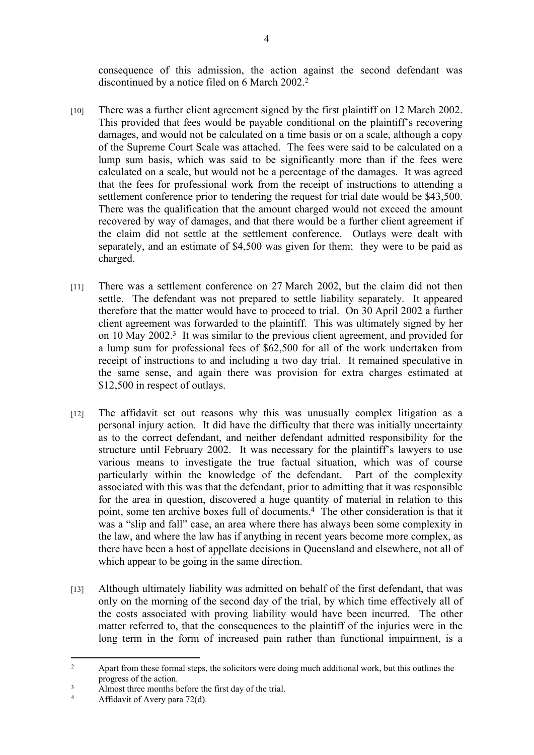consequence of this admission, the action against the second defendant was discontinued by a notice filed on 6 March 2002.[2]

[10] There was a further client agreement signed by the first plaintiff on 12 March 2002. This provided that fees would be payable conditional on the plaintiff's recovering damages, and would not be calculated on a time basis or on a scale, although a copy of the Supreme Court Scale was attached. The fees were said to be calculated on a lump sum basis, which was said to be significantly more than if the fees were calculated on a scale, but would not be a percentage of the damages. It was agreed that the fees for professional work from the receipt of instructions to attending a settlement conference prior to tendering the request for trial date would be $43,500. There was the qualification that the amount charged would not exceed the amount recovered by way of damages, and that there would be a further client agreement if the claim did not settle at the settlement conference. Outlays were dealt with separately, and an estimate of $4,500 was given for them; they were to be paid as charged.

[11] There was a settlement conference on 27 March 2002, but the claim did not then settle. The defendant was not prepared to settle liability separately. It appeared therefore that the matter would have to proceed to trial. On 30 April 2002 a further client agreement was forwarded to the plaintiff. This was ultimately signed by her on 10 May 2002.[3] It was similar to the previous client agreement, and provided for a lump sum for professional fees of $62,500 for all of the work undertaken from receipt of instructions to and including a two day trial. It remained speculative in the same sense, and again there was provision for extra charges estimated at $12,500 in respect of outlays.

[12] The affidavit set out reasons why this was unusually complex litigation as a personal injury action. It did have the difficulty that there was initially uncertainty as to the correct defendant, and neither defendant admitted responsibility for the structure until February 2002. It was necessary for the plaintiff's lawyers to use various means to investigate the true factual situation, which was of course particularly within the knowledge of the defendant. Part of the complexity associated with this was that the defendant, prior to admitting that it was responsible for the area in question, discovered a huge quantity of material in relation to this point, some ten archive boxes full of documents.[4] The other consideration is that it was a "slip and fall" case, an area where there has always been some complexity in the law, and where the law has if anything in recent years become more complex, as there have been a host of appellate decisions in Queensland and elsewhere, not all of which appear to be going in the same direction.

[13] Although ultimately liability was admitted on behalf of the first defendant, that was only on the morning of the second day of the trial, by which time effectively all of the costs associated with proving liability would have been incurred. The other matter referred to, that the consequences to the plaintiff of the injuries were in the long term in the form of increased pain rather than functional impairment, is a

---

[2] Apart from these formal steps, the solicitors were doing much additional work, but this outlines the progress of the action.

[3] Almost three months before the first day of the trial.

[4] Affidavit of Avery para 72(d).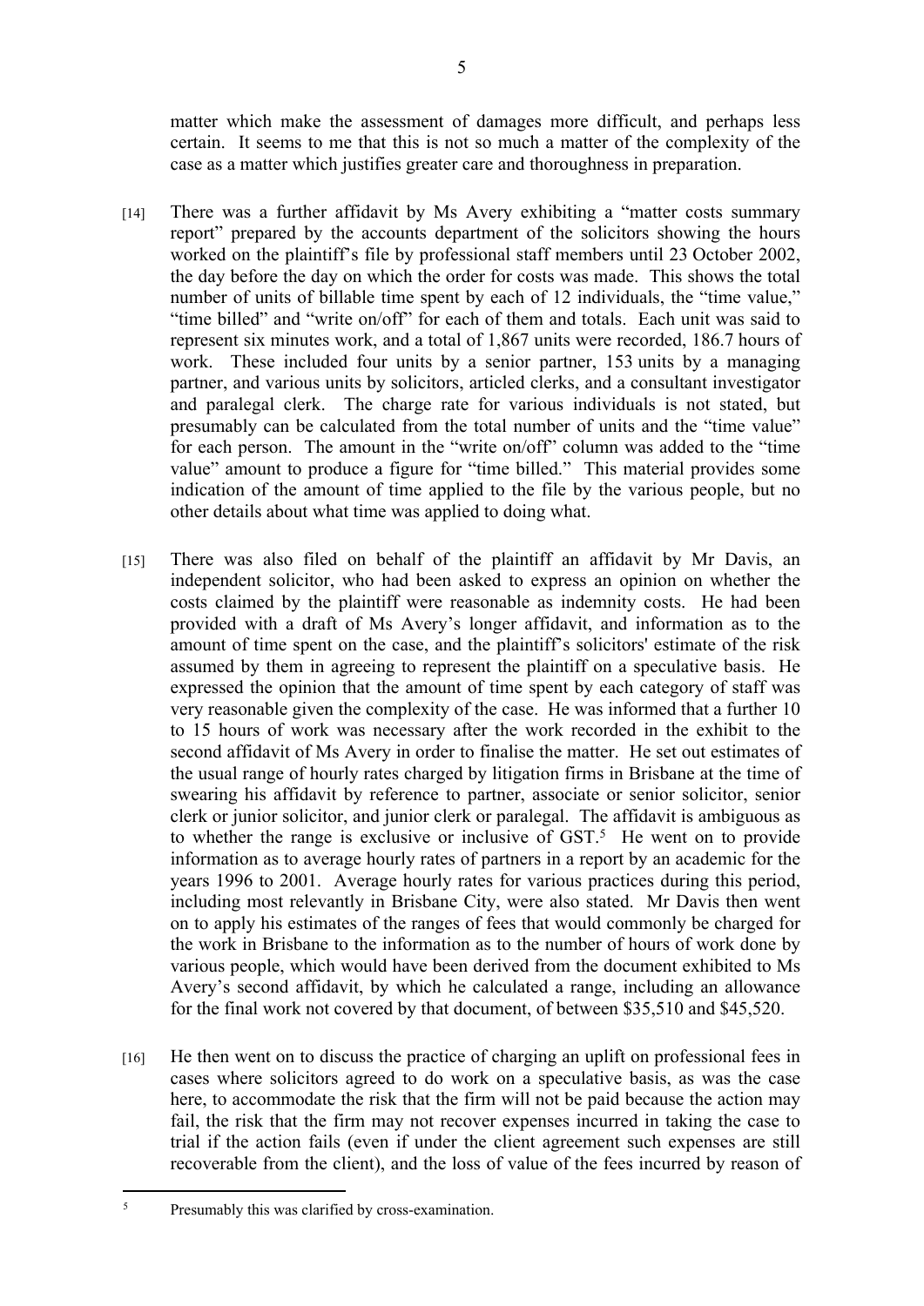matter which make the assessment of damages more difficult, and perhaps less certain. It seems to me that this is not so much a matter of the complexity of the case as a matter which justifies greater care and thoroughness in preparation.

[14] There was a further affidavit by Ms Avery exhibiting a "matter costs summary report" prepared by the accounts department of the solicitors showing the hours worked on the plaintiff's file by professional staff members until 23 October 2002, the day before the day on which the order for costs was made. This shows the total number of units of billable time spent by each of 12 individuals, the "time value," "time billed" and "write on/off" for each of them and totals. Each unit was said to represent six minutes work, and a total of 1,867 units were recorded, 186.7 hours of work. These included four units by a senior partner, 153 units by a managing partner, and various units by solicitors, articled clerks, and a consultant investigator and paralegal clerk. The charge rate for various individuals is not stated, but presumably can be calculated from the total number of units and the "time value" for each person. The amount in the "write on/off" column was added to the "time value" amount to produce a figure for "time billed." This material provides some indication of the amount of time applied to the file by the various people, but no other details about what time was applied to doing what.

[15] There was also filed on behalf of the plaintiff an affidavit by Mr Davis, an independent solicitor, who had been asked to express an opinion on whether the costs claimed by the plaintiff were reasonable as indemnity costs. He had been provided with a draft of Ms Avery's longer affidavit, and information as to the amount of time spent on the case, and the plaintiff's solicitors' estimate of the risk assumed by them in agreeing to represent the plaintiff on a speculative basis. He expressed the opinion that the amount of time spent by each category of staff was very reasonable given the complexity of the case. He was informed that a further 10 to 15 hours of work was necessary after the work recorded in the exhibit to the second affidavit of Ms Avery in order to finalise the matter. He set out estimates of the usual range of hourly rates charged by litigation firms in Brisbane at the time of swearing his affidavit by reference to partner, associate or senior solicitor, senior clerk or junior solicitor, and junior clerk or paralegal. The affidavit is ambiguous as to whether the range is exclusive or inclusive of GST.[5] He went on to provide information as to average hourly rates of partners in a report by an academic for the years 1996 to 2001. Average hourly rates for various practices during this period, including most relevantly in Brisbane City, were also stated. Mr Davis then went on to apply his estimates of the ranges of fees that would commonly be charged for the work in Brisbane to the information as to the number of hours of work done by various people, which would have been derived from the document exhibited to Ms Avery's second affidavit, by which he calculated a range, including an allowance for the final work not covered by that document, of between $35,510 and $45,520.

[16] He then went on to discuss the practice of charging an uplift on professional fees in cases where solicitors agreed to do work on a speculative basis, as was the case here, to accommodate the risk that the firm will not be paid because the action may fail, the risk that the firm may not recover expenses incurred in taking the case to trial if the action fails (even if under the client agreement such expenses are still recoverable from the client), and the loss of value of the fees incurred by reason of

---

[5] Presumably this was clarified by cross-examination.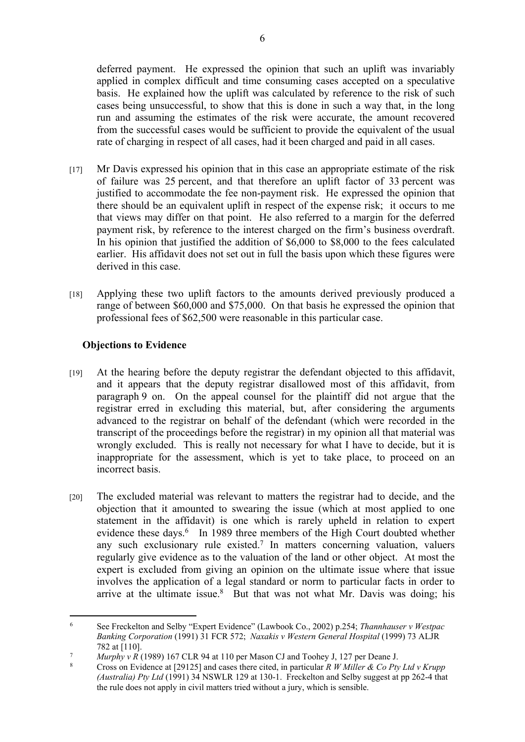deferred payment. He expressed the opinion that such an uplift was invariably applied in complex difficult and time consuming cases accepted on a speculative basis. He explained how the uplift was calculated by reference to the risk of such cases being unsuccessful, to show that this is done in such a way that, in the long run and assuming the estimates of the risk were accurate, the amount recovered from the successful cases would be sufficient to provide the equivalent of the usual rate of charging in respect of all cases, had it been charged and paid in all cases.

[17] Mr Davis expressed his opinion that in this case an appropriate estimate of the risk of failure was 25 percent, and that therefore an uplift factor of 33 percent was justified to accommodate the fee non-payment risk. He expressed the opinion that there should be an equivalent uplift in respect of the expense risk; it occurs to me that views may differ on that point. He also referred to a margin for the deferred payment risk, by reference to the interest charged on the firm's business overdraft. In his opinion that justified the addition of $6,000 to $8,000 to the fees calculated earlier. His affidavit does not set out in full the basis upon which these figures were derived in this case.

[18] Applying these two uplift factors to the amounts derived previously produced a range of between $60,000 and $75,000. On that basis he expressed the opinion that professional fees of $62,500 were reasonable in this particular case.

## Objections to Evidence

[19] At the hearing before the deputy registrar the defendant objected to this affidavit, and it appears that the deputy registrar disallowed most of this affidavit, from paragraph 9 on. On the appeal counsel for the plaintiff did not argue that the registrar erred in excluding this material, but, after considering the arguments advanced to the registrar on behalf of the defendant (which were recorded in the transcript of the proceedings before the registrar) in my opinion all that material was wrongly excluded. This is really not necessary for what I have to decide, but it is inappropriate for the assessment, which is yet to take place, to proceed on an incorrect basis.

[20] The excluded material was relevant to matters the registrar had to decide, and the objection that it amounted to swearing the issue (which at most applied to one statement in the affidavit) is one which is rarely upheld in relation to expert evidence these days.[6] In 1989 three members of the High Court doubted whether any such exclusionary rule existed.[7] In matters concerning valuation, valuers regularly give evidence as to the valuation of the land or other object. At most the expert is excluded from giving an opinion on the ultimate issue where that issue involves the application of a legal standard or norm to particular facts in order to arrive at the ultimate issue.[8] But that was not what Mr. Davis was doing; his

---

[6] See Freckelton and Selby "Expert Evidence" (Lawbook Co., 2002) p.254; *Thannhauser v Westpac Banking Corporation* (1991) 31 FCR 572; *Naxakis v Western General Hospital* (1999) 73 ALJR 782 at [110].

[7] *Murphy v R* (1989) 167 CLR 94 at 110 per Mason CJ and Toohey J, 127 per Deane J.

[8] Cross on Evidence at [29125] and cases there cited, in particular *R W Miller & Co Pty Ltd v Krupp (Australia) Pty Ltd* (1991) 34 NSWLR 129 at 130-1. Freckelton and Selby suggest at pp 262-4 that the rule does not apply in civil matters tried without a jury, which is sensible.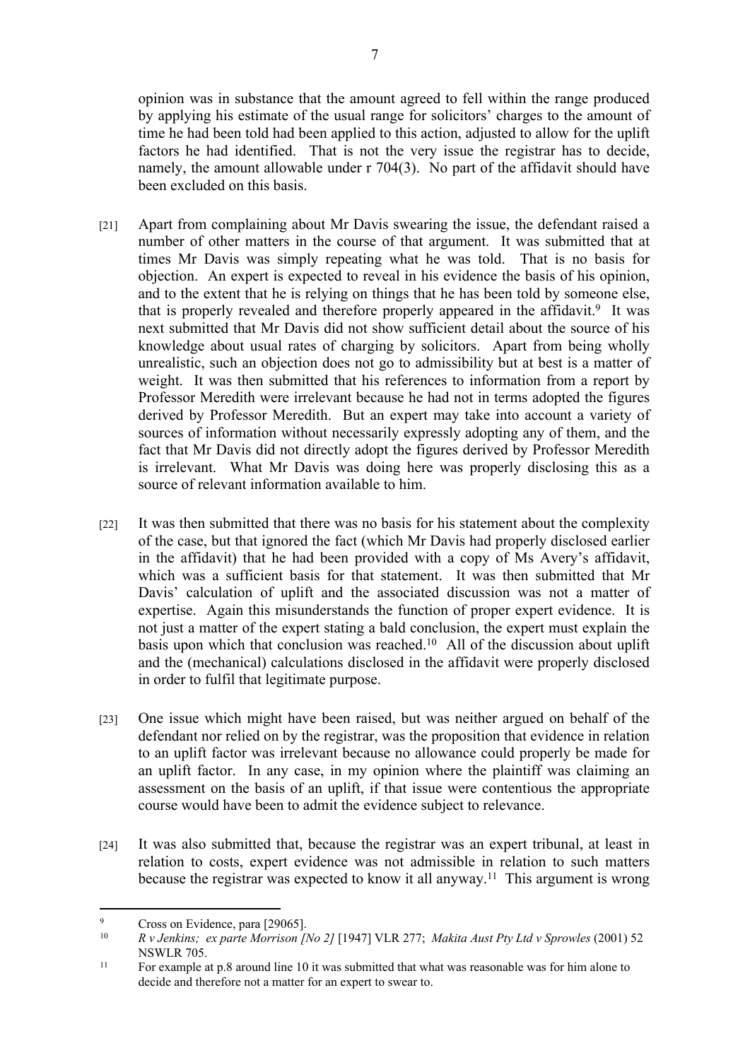opinion was in substance that the amount agreed to fell within the range produced by applying his estimate of the usual range for solicitors' charges to the amount of time he had been told had been applied to this action, adjusted to allow for the uplift factors he had identified. That is not the very issue the registrar has to decide, namely, the amount allowable under r 704(3). No part of the affidavit should have been excluded on this basis.

[21] Apart from complaining about Mr Davis swearing the issue, the defendant raised a number of other matters in the course of that argument. It was submitted that at times Mr Davis was simply repeating what he was told. That is no basis for objection. An expert is expected to reveal in his evidence the basis of his opinion, and to the extent that he is relying on things that he has been told by someone else, that is properly revealed and therefore properly appeared in the affidavit.[9] It was next submitted that Mr Davis did not show sufficient detail about the source of his knowledge about usual rates of charging by solicitors. Apart from being wholly unrealistic, such an objection does not go to admissibility but at best is a matter of weight. It was then submitted that his references to information from a report by Professor Meredith were irrelevant because he had not in terms adopted the figures derived by Professor Meredith. But an expert may take into account a variety of sources of information without necessarily expressly adopting any of them, and the fact that Mr Davis did not directly adopt the figures derived by Professor Meredith is irrelevant. What Mr Davis was doing here was properly disclosing this as a source of relevant information available to him.

[22] It was then submitted that there was no basis for his statement about the complexity of the case, but that ignored the fact (which Mr Davis had properly disclosed earlier in the affidavit) that he had been provided with a copy of Ms Avery's affidavit, which was a sufficient basis for that statement. It was then submitted that Mr Davis' calculation of uplift and the associated discussion was not a matter of expertise. Again this misunderstands the function of proper expert evidence. It is not just a matter of the expert stating a bald conclusion, the expert must explain the basis upon which that conclusion was reached.[10] All of the discussion about uplift and the (mechanical) calculations disclosed in the affidavit were properly disclosed in order to fulfil that legitimate purpose.

[23] One issue which might have been raised, but was neither argued on behalf of the defendant nor relied on by the registrar, was the proposition that evidence in relation to an uplift factor was irrelevant because no allowance could properly be made for an uplift factor. In any case, in my opinion where the plaintiff was claiming an assessment on the basis of an uplift, if that issue were contentious the appropriate course would have been to admit the evidence subject to relevance.

[24] It was also submitted that, because the registrar was an expert tribunal, at least in relation to costs, expert evidence was not admissible in relation to such matters because the registrar was expected to know it all anyway.[11] This argument is wrong

---

[9] Cross on Evidence, para [29065].

[10] *R v Jenkins; ex parte Morrison [No 2]* [1947] VLR 277; *Makita Aust Pty Ltd v Sprowles* (2001) 52 NSWLR 705.

[11] For example at p.8 around line 10 it was submitted that what was reasonable was for him alone to decide and therefore not a matter for an expert to swear to.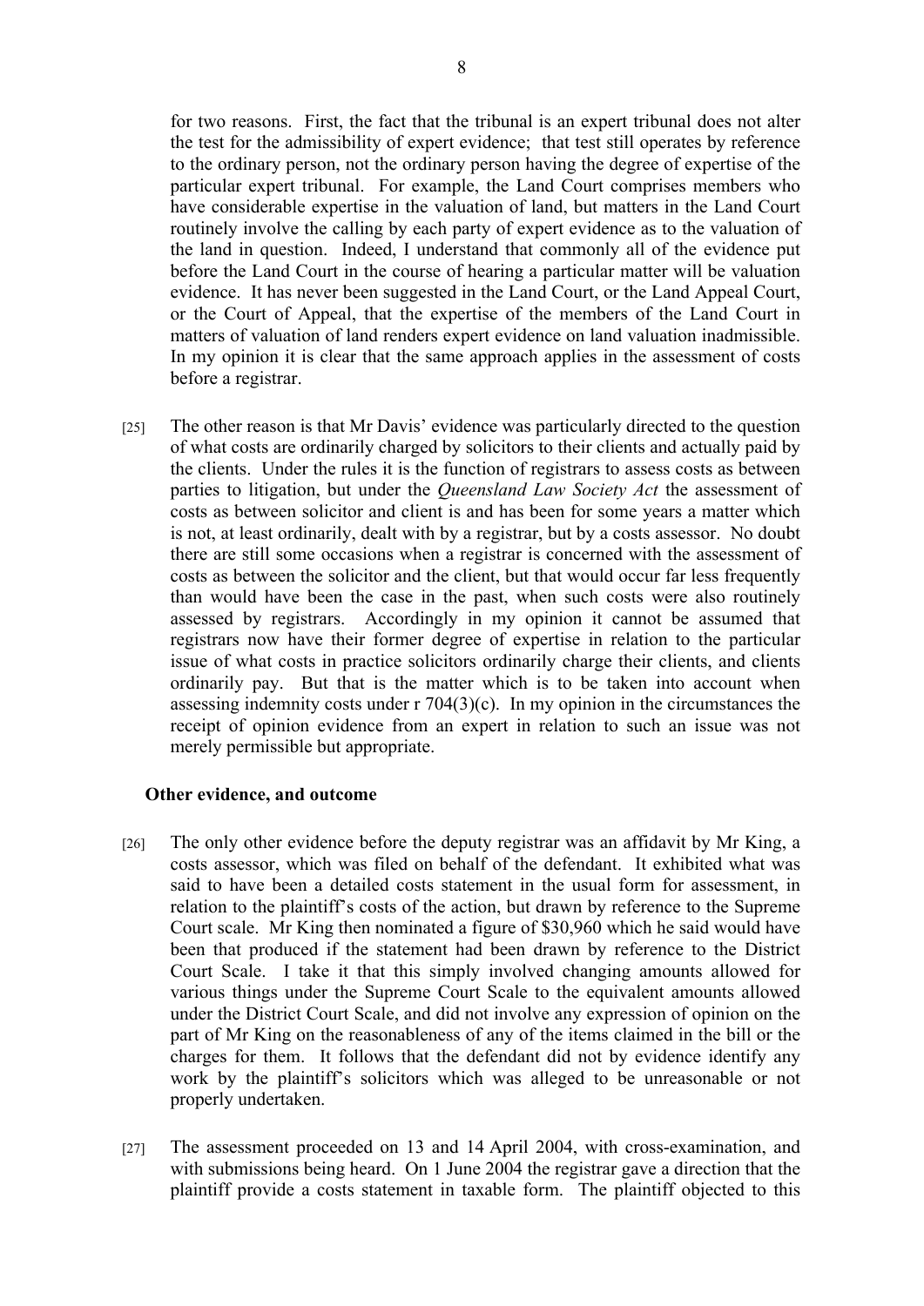for two reasons. First, the fact that the tribunal is an expert tribunal does not alter the test for the admissibility of expert evidence; that test still operates by reference to the ordinary person, not the ordinary person having the degree of expertise of the particular expert tribunal. For example, the Land Court comprises members who have considerable expertise in the valuation of land, but matters in the Land Court routinely involve the calling by each party of expert evidence as to the valuation of the land in question. Indeed, I understand that commonly all of the evidence put before the Land Court in the course of hearing a particular matter will be valuation evidence. It has never been suggested in the Land Court, or the Land Appeal Court, or the Court of Appeal, that the expertise of the members of the Land Court in matters of valuation of land renders expert evidence on land valuation inadmissible. In my opinion it is clear that the same approach applies in the assessment of costs before a registrar.

[25] The other reason is that Mr Davis' evidence was particularly directed to the question of what costs are ordinarily charged by solicitors to their clients and actually paid by the clients. Under the rules it is the function of registrars to assess costs as between parties to litigation, but under the *Queensland Law Society Act* the assessment of costs as between solicitor and client is and has been for some years a matter which is not, at least ordinarily, dealt with by a registrar, but by a costs assessor. No doubt there are still some occasions when a registrar is concerned with the assessment of costs as between the solicitor and the client, but that would occur far less frequently than would have been the case in the past, when such costs were also routinely assessed by registrars. Accordingly in my opinion it cannot be assumed that registrars now have their former degree of expertise in relation to the particular issue of what costs in practice solicitors ordinarily charge their clients, and clients ordinarily pay. But that is the matter which is to be taken into account when assessing indemnity costs under r 704(3)(c). In my opinion in the circumstances the receipt of opinion evidence from an expert in relation to such an issue was not merely permissible but appropriate.

### Other evidence, and outcome

[26] The only other evidence before the deputy registrar was an affidavit by Mr King, a costs assessor, which was filed on behalf of the defendant. It exhibited what was said to have been a detailed costs statement in the usual form for assessment, in relation to the plaintiff's costs of the action, but drawn by reference to the Supreme Court scale. Mr King then nominated a figure of $30,960 which he said would have been that produced if the statement had been drawn by reference to the District Court Scale. I take it that this simply involved changing amounts allowed for various things under the Supreme Court Scale to the equivalent amounts allowed under the District Court Scale, and did not involve any expression of opinion on the part of Mr King on the reasonableness of any of the items claimed in the bill or the charges for them. It follows that the defendant did not by evidence identify any work by the plaintiff's solicitors which was alleged to be unreasonable or not properly undertaken.

[27] The assessment proceeded on 13 and 14 April 2004, with cross-examination, and with submissions being heard. On 1 June 2004 the registrar gave a direction that the plaintiff provide a costs statement in taxable form. The plaintiff objected to this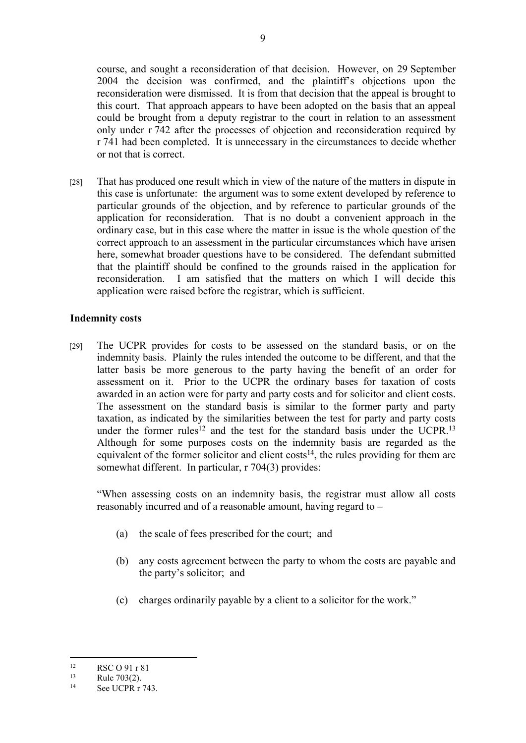course, and sought a reconsideration of that decision. However, on 29 September 2004 the decision was confirmed, and the plaintiff's objections upon the reconsideration were dismissed. It is from that decision that the appeal is brought to this court. That approach appears to have been adopted on the basis that an appeal could be brought from a deputy registrar to the court in relation to an assessment only under r 742 after the processes of objection and reconsideration required by r 741 had been completed. It is unnecessary in the circumstances to decide whether or not that is correct.

[28] That has produced one result which in view of the nature of the matters in dispute in this case is unfortunate: the argument was to some extent developed by reference to particular grounds of the objection, and by reference to particular grounds of the application for reconsideration. That is no doubt a convenient approach in the ordinary case, but in this case where the matter in issue is the whole question of the correct approach to an assessment in the particular circumstances which have arisen here, somewhat broader questions have to be considered. The defendant submitted that the plaintiff should be confined to the grounds raised in the application for reconsideration. I am satisfied that the matters on which I will decide this application were raised before the registrar, which is sufficient.

## Indemnity costs

[29] The UCPR provides for costs to be assessed on the standard basis, or on the indemnity basis. Plainly the rules intended the outcome to be different, and that the latter basis be more generous to the party having the benefit of an order for assessment on it. Prior to the UCPR the ordinary bases for taxation of costs awarded in an action were for party and party costs and for solicitor and client costs. The assessment on the standard basis is similar to the former party and party taxation, as indicated by the similarities between the test for party and party costs under the former rules[12] and the test for the standard basis under the UCPR.[13] Although for some purposes costs on the indemnity basis are regarded as the equivalent of the former solicitor and client costs[14], the rules providing for them are somewhat different. In particular, r 704(3) provides:

> "When assessing costs on an indemnity basis, the registrar must allow all costs reasonably incurred and of a reasonable amount, having regard to –
>
> (a) the scale of fees prescribed for the court; and
>
> (b) any costs agreement between the party to whom the costs are payable and the party's solicitor; and
>
> (c) charges ordinarily payable by a client to a solicitor for the work."

---

[12] RSC O 91 r 81

[13] Rule 703(2).

[14] See UCPR r 743.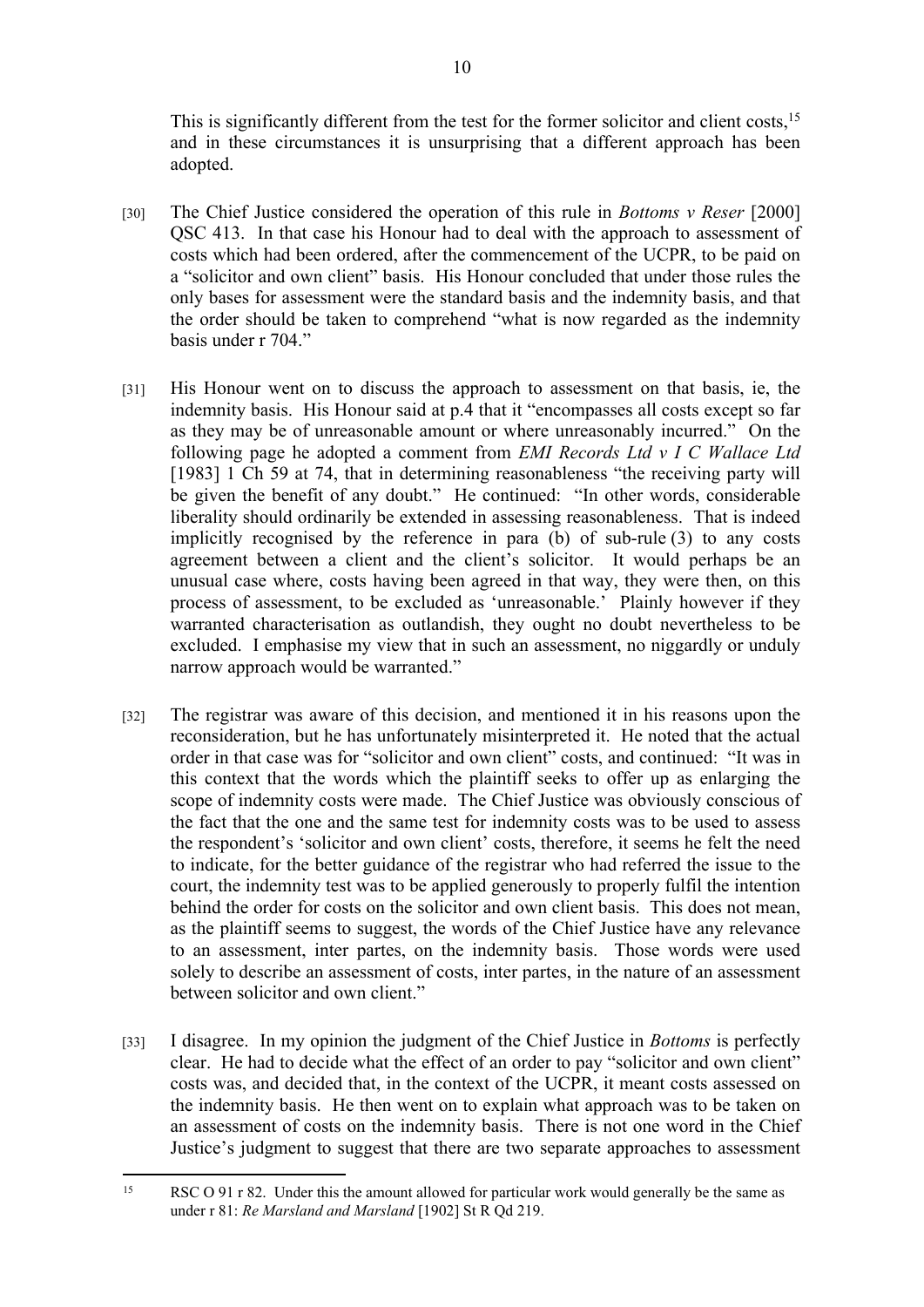This is significantly different from the test for the former solicitor and client costs,[15] and in these circumstances it is unsurprising that a different approach has been adopted.

[30] The Chief Justice considered the operation of this rule in *Bottoms v Reser* [2000] QSC 413. In that case his Honour had to deal with the approach to assessment of costs which had been ordered, after the commencement of the UCPR, to be paid on a "solicitor and own client" basis. His Honour concluded that under those rules the only bases for assessment were the standard basis and the indemnity basis, and that the order should be taken to comprehend "what is now regarded as the indemnity basis under r 704."

[31] His Honour went on to discuss the approach to assessment on that basis, ie, the indemnity basis. His Honour said at p.4 that it "encompasses all costs except so far as they may be of unreasonable amount or where unreasonably incurred." On the following page he adopted a comment from *EMI Records Ltd v I C Wallace Ltd* [1983] 1 Ch 59 at 74, that in determining reasonableness "the receiving party will be given the benefit of any doubt." He continued: "In other words, considerable liberality should ordinarily be extended in assessing reasonableness. That is indeed implicitly recognised by the reference in para (b) of sub-rule (3) to any costs agreement between a client and the client's solicitor. It would perhaps be an unusual case where, costs having been agreed in that way, they were then, on this process of assessment, to be excluded as 'unreasonable.' Plainly however if they warranted characterisation as outlandish, they ought no doubt nevertheless to be excluded. I emphasise my view that in such an assessment, no niggardly or unduly narrow approach would be warranted."

[32] The registrar was aware of this decision, and mentioned it in his reasons upon the reconsideration, but he has unfortunately misinterpreted it. He noted that the actual order in that case was for "solicitor and own client" costs, and continued: "It was in this context that the words which the plaintiff seeks to offer up as enlarging the scope of indemnity costs were made. The Chief Justice was obviously conscious of the fact that the one and the same test for indemnity costs was to be used to assess the respondent's 'solicitor and own client' costs, therefore, it seems he felt the need to indicate, for the better guidance of the registrar who had referred the issue to the court, the indemnity test was to be applied generously to properly fulfil the intention behind the order for costs on the solicitor and own client basis. This does not mean, as the plaintiff seems to suggest, the words of the Chief Justice have any relevance to an assessment, inter partes, on the indemnity basis. Those words were used solely to describe an assessment of costs, inter partes, in the nature of an assessment between solicitor and own client."

[33] I disagree. In my opinion the judgment of the Chief Justice in *Bottoms* is perfectly clear. He had to decide what the effect of an order to pay "solicitor and own client" costs was, and decided that, in the context of the UCPR, it meant costs assessed on the indemnity basis. He then went on to explain what approach was to be taken on an assessment of costs on the indemnity basis. There is not one word in the Chief Justice's judgment to suggest that there are two separate approaches to assessment

---

[15] RSC O 91 r 82. Under this the amount allowed for particular work would generally be the same as under r 81: *Re Marsland and Marsland* [1902] St R Qd 219.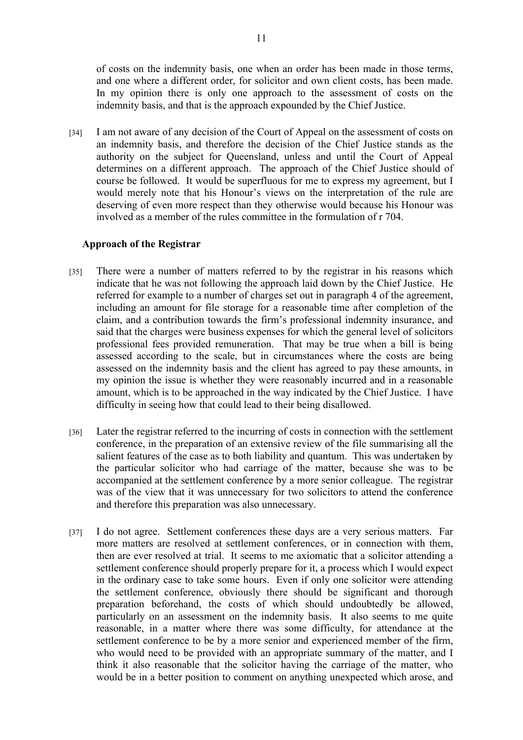of costs on the indemnity basis, one when an order has been made in those terms, and one where a different order, for solicitor and own client costs, has been made. In my opinion there is only one approach to the assessment of costs on the indemnity basis, and that is the approach expounded by the Chief Justice.

[34] I am not aware of any decision of the Court of Appeal on the assessment of costs on an indemnity basis, and therefore the decision of the Chief Justice stands as the authority on the subject for Queensland, unless and until the Court of Appeal determines on a different approach. The approach of the Chief Justice should of course be followed. It would be superfluous for me to express my agreement, but I would merely note that his Honour's views on the interpretation of the rule are deserving of even more respect than they otherwise would because his Honour was involved as a member of the rules committee in the formulation of r 704.

**Approach of the Registrar**

[35] There were a number of matters referred to by the registrar in his reasons which indicate that he was not following the approach laid down by the Chief Justice. He referred for example to a number of charges set out in paragraph 4 of the agreement, including an amount for file storage for a reasonable time after completion of the claim, and a contribution towards the firm's professional indemnity insurance, and said that the charges were business expenses for which the general level of solicitors professional fees provided remuneration. That may be true when a bill is being assessed according to the scale, but in circumstances where the costs are being assessed on the indemnity basis and the client has agreed to pay these amounts, in my opinion the issue is whether they were reasonably incurred and in a reasonable amount, which is to be approached in the way indicated by the Chief Justice. I have difficulty in seeing how that could lead to their being disallowed.

[36] Later the registrar referred to the incurring of costs in connection with the settlement conference, in the preparation of an extensive review of the file summarising all the salient features of the case as to both liability and quantum. This was undertaken by the particular solicitor who had carriage of the matter, because she was to be accompanied at the settlement conference by a more senior colleague. The registrar was of the view that it was unnecessary for two solicitors to attend the conference and therefore this preparation was also unnecessary.

[37] I do not agree. Settlement conferences these days are a very serious matters. Far more matters are resolved at settlement conferences, or in connection with them, then are ever resolved at trial. It seems to me axiomatic that a solicitor attending a settlement conference should properly prepare for it, a process which I would expect in the ordinary case to take some hours. Even if only one solicitor were attending the settlement conference, obviously there should be significant and thorough preparation beforehand, the costs of which should undoubtedly be allowed, particularly on an assessment on the indemnity basis. It also seems to me quite reasonable, in a matter where there was some difficulty, for attendance at the settlement conference to be by a more senior and experienced member of the firm, who would need to be provided with an appropriate summary of the matter, and I think it also reasonable that the solicitor having the carriage of the matter, who would be in a better position to comment on anything unexpected which arose, and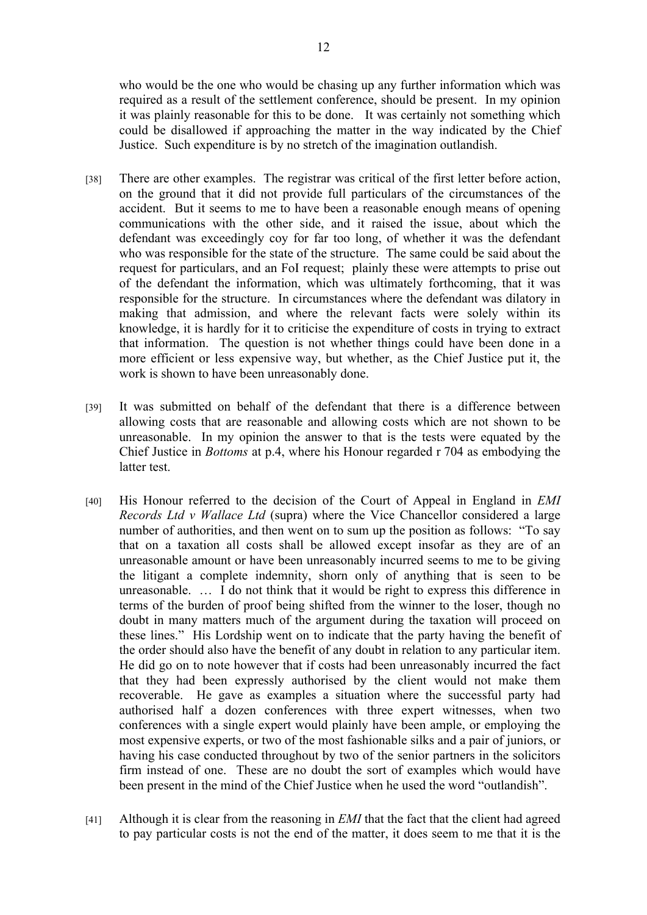who would be the one who would be chasing up any further information which was required as a result of the settlement conference, should be present. In my opinion it was plainly reasonable for this to be done. It was certainly not something which could be disallowed if approaching the matter in the way indicated by the Chief Justice. Such expenditure is by no stretch of the imagination outlandish.

[38] There are other examples. The registrar was critical of the first letter before action, on the ground that it did not provide full particulars of the circumstances of the accident. But it seems to me to have been a reasonable enough means of opening communications with the other side, and it raised the issue, about which the defendant was exceedingly coy for far too long, of whether it was the defendant who was responsible for the state of the structure. The same could be said about the request for particulars, and an FoI request; plainly these were attempts to prise out of the defendant the information, which was ultimately forthcoming, that it was responsible for the structure. In circumstances where the defendant was dilatory in making that admission, and where the relevant facts were solely within its knowledge, it is hardly for it to criticise the expenditure of costs in trying to extract that information. The question is not whether things could have been done in a more efficient or less expensive way, but whether, as the Chief Justice put it, the work is shown to have been unreasonably done.

[39] It was submitted on behalf of the defendant that there is a difference between allowing costs that are reasonable and allowing costs which are not shown to be unreasonable. In my opinion the answer to that is the tests were equated by the Chief Justice in *Bottoms* at p.4, where his Honour regarded r 704 as embodying the latter test.

[40] His Honour referred to the decision of the Court of Appeal in England in *EMI Records Ltd v Wallace Ltd* (supra) where the Vice Chancellor considered a large number of authorities, and then went on to sum up the position as follows: "To say that on a taxation all costs shall be allowed except insofar as they are of an unreasonable amount or have been unreasonably incurred seems to me to be giving the litigant a complete indemnity, shorn only of anything that is seen to be unreasonable. … I do not think that it would be right to express this difference in terms of the burden of proof being shifted from the winner to the loser, though no doubt in many matters much of the argument during the taxation will proceed on these lines." His Lordship went on to indicate that the party having the benefit of the order should also have the benefit of any doubt in relation to any particular item. He did go on to note however that if costs had been unreasonably incurred the fact that they had been expressly authorised by the client would not make them recoverable. He gave as examples a situation where the successful party had authorised half a dozen conferences with three expert witnesses, when two conferences with a single expert would plainly have been ample, or employing the most expensive experts, or two of the most fashionable silks and a pair of juniors, or having his case conducted throughout by two of the senior partners in the solicitors firm instead of one. These are no doubt the sort of examples which would have been present in the mind of the Chief Justice when he used the word "outlandish".

[41] Although it is clear from the reasoning in *EMI* that the fact that the client had agreed to pay particular costs is not the end of the matter, it does seem to me that it is the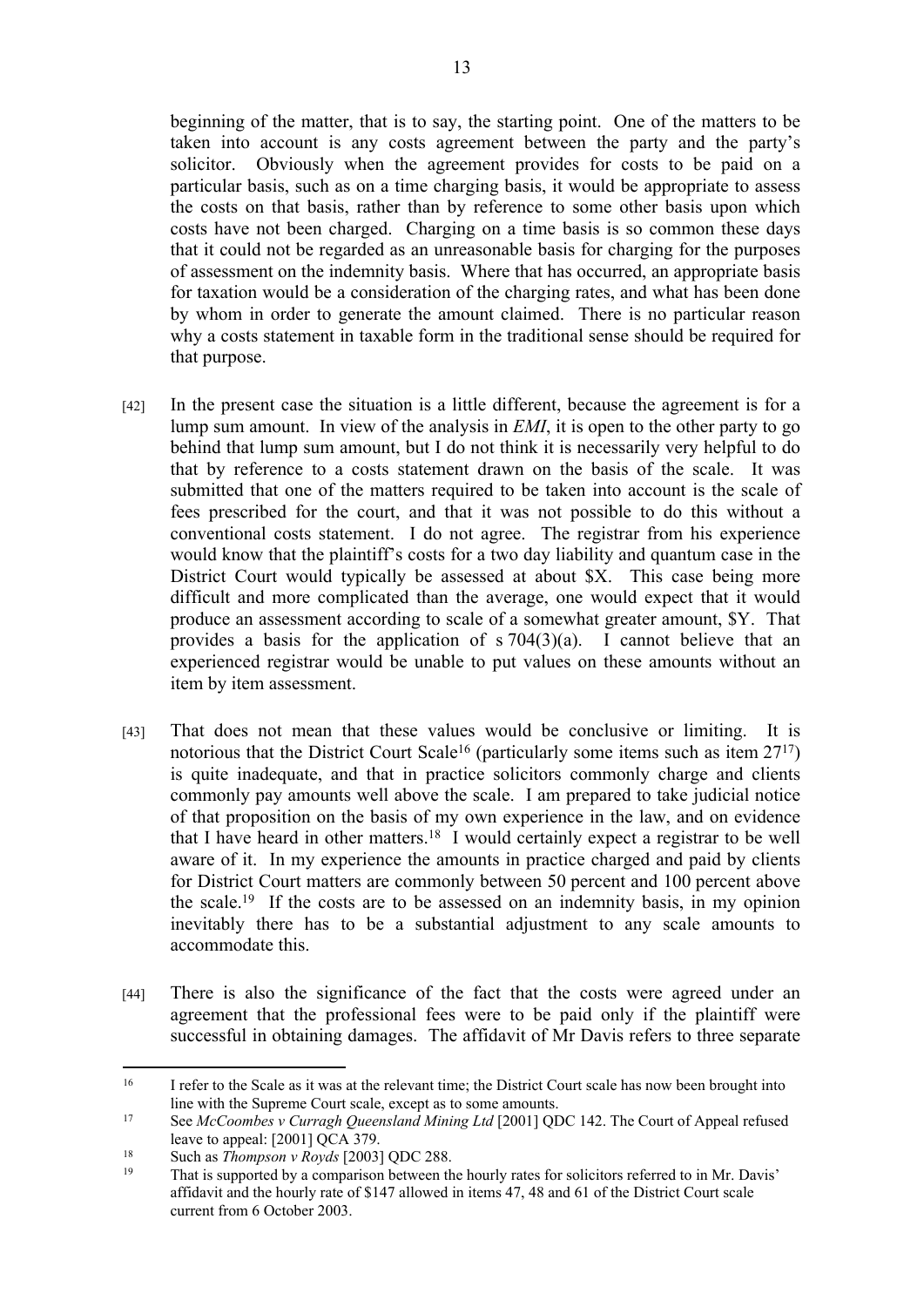beginning of the matter, that is to say, the starting point. One of the matters to be taken into account is any costs agreement between the party and the party's solicitor. Obviously when the agreement provides for costs to be paid on a particular basis, such as on a time charging basis, it would be appropriate to assess the costs on that basis, rather than by reference to some other basis upon which costs have not been charged. Charging on a time basis is so common these days that it could not be regarded as an unreasonable basis for charging for the purposes of assessment on the indemnity basis. Where that has occurred, an appropriate basis for taxation would be a consideration of the charging rates, and what has been done by whom in order to generate the amount claimed. There is no particular reason why a costs statement in taxable form in the traditional sense should be required for that purpose.

[42] In the present case the situation is a little different, because the agreement is for a lump sum amount. In view of the analysis in *EMI*, it is open to the other party to go behind that lump sum amount, but I do not think it is necessarily very helpful to do that by reference to a costs statement drawn on the basis of the scale. It was submitted that one of the matters required to be taken into account is the scale of fees prescribed for the court, and that it was not possible to do this without a conventional costs statement. I do not agree. The registrar from his experience would know that the plaintiff's costs for a two day liability and quantum case in the District Court would typically be assessed at about $X. This case being more difficult and more complicated than the average, one would expect that it would produce an assessment according to scale of a somewhat greater amount, $Y. That provides a basis for the application of s 704(3)(a). I cannot believe that an experienced registrar would be unable to put values on these amounts without an item by item assessment.

[43] That does not mean that these values would be conclusive or limiting. It is notorious that the District Court Scale[16] (particularly some items such as item 27[17]) is quite inadequate, and that in practice solicitors commonly charge and clients commonly pay amounts well above the scale. I am prepared to take judicial notice of that proposition on the basis of my own experience in the law, and on evidence that I have heard in other matters.[18] I would certainly expect a registrar to be well aware of it. In my experience the amounts in practice charged and paid by clients for District Court matters are commonly between 50 percent and 100 percent above the scale.[19] If the costs are to be assessed on an indemnity basis, in my opinion inevitably there has to be a substantial adjustment to any scale amounts to accommodate this.

[44] There is also the significance of the fact that the costs were agreed under an agreement that the professional fees were to be paid only if the plaintiff were successful in obtaining damages. The affidavit of Mr Davis refers to three separate

---

[16] I refer to the Scale as it was at the relevant time; the District Court scale has now been brought into line with the Supreme Court scale, except as to some amounts.

[17] See *McCoombes v Curragh Queensland Mining Ltd* [2001] QDC 142. The Court of Appeal refused leave to appeal: [2001] QCA 379.

[18] Such as *Thompson v Royds* [2003] QDC 288.

[19] That is supported by a comparison between the hourly rates for solicitors referred to in Mr. Davis' affidavit and the hourly rate of $147 allowed in items 47, 48 and 61 of the District Court scale current from 6 October 2003.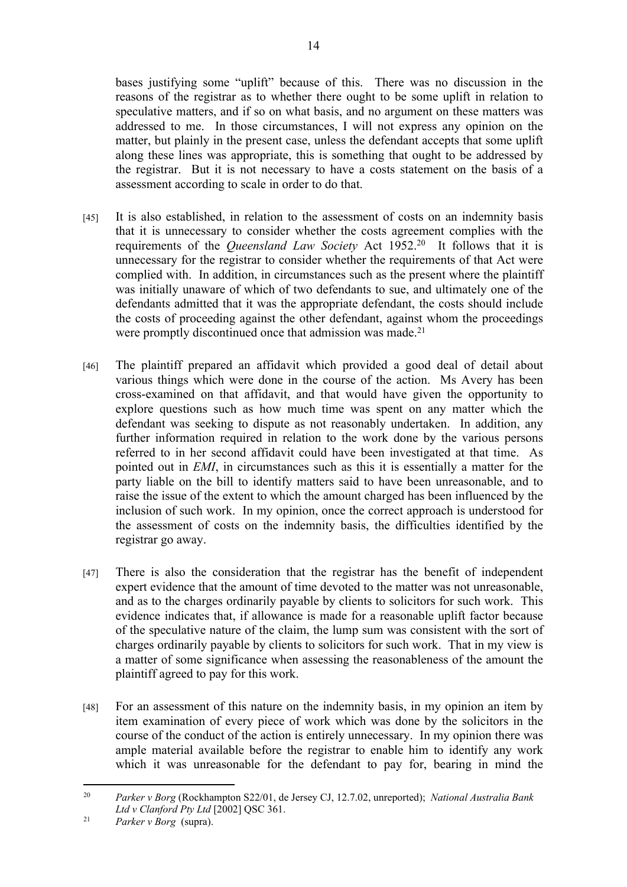bases justifying some "uplift" because of this. There was no discussion in the reasons of the registrar as to whether there ought to be some uplift in relation to speculative matters, and if so on what basis, and no argument on these matters was addressed to me. In those circumstances, I will not express any opinion on the matter, but plainly in the present case, unless the defendant accepts that some uplift along these lines was appropriate, this is something that ought to be addressed by the registrar. But it is not necessary to have a costs statement on the basis of a assessment according to scale in order to do that.

[45] It is also established, in relation to the assessment of costs on an indemnity basis that it is unnecessary to consider whether the costs agreement complies with the requirements of the *Queensland Law Society* Act 1952.[20] It follows that it is unnecessary for the registrar to consider whether the requirements of that Act were complied with. In addition, in circumstances such as the present where the plaintiff was initially unaware of which of two defendants to sue, and ultimately one of the defendants admitted that it was the appropriate defendant, the costs should include the costs of proceeding against the other defendant, against whom the proceedings were promptly discontinued once that admission was made.[21]

[46] The plaintiff prepared an affidavit which provided a good deal of detail about various things which were done in the course of the action. Ms Avery has been cross-examined on that affidavit, and that would have given the opportunity to explore questions such as how much time was spent on any matter which the defendant was seeking to dispute as not reasonably undertaken. In addition, any further information required in relation to the work done by the various persons referred to in her second affidavit could have been investigated at that time. As pointed out in *EMI*, in circumstances such as this it is essentially a matter for the party liable on the bill to identify matters said to have been unreasonable, and to raise the issue of the extent to which the amount charged has been influenced by the inclusion of such work. In my opinion, once the correct approach is understood for the assessment of costs on the indemnity basis, the difficulties identified by the registrar go away.

[47] There is also the consideration that the registrar has the benefit of independent expert evidence that the amount of time devoted to the matter was not unreasonable, and as to the charges ordinarily payable by clients to solicitors for such work. This evidence indicates that, if allowance is made for a reasonable uplift factor because of the speculative nature of the claim, the lump sum was consistent with the sort of charges ordinarily payable by clients to solicitors for such work. That in my view is a matter of some significance when assessing the reasonableness of the amount the plaintiff agreed to pay for this work.

[48] For an assessment of this nature on the indemnity basis, in my opinion an item by item examination of every piece of work which was done by the solicitors in the course of the conduct of the action is entirely unnecessary. In my opinion there was ample material available before the registrar to enable him to identify any work which it was unreasonable for the defendant to pay for, bearing in mind the

---

[20] *Parker v Borg* (Rockhampton S22/01, de Jersey CJ, 12.7.02, unreported); *National Australia Bank Ltd v Clanford Pty Ltd* [2002] QSC 361.

[21] *Parker v Borg* (supra).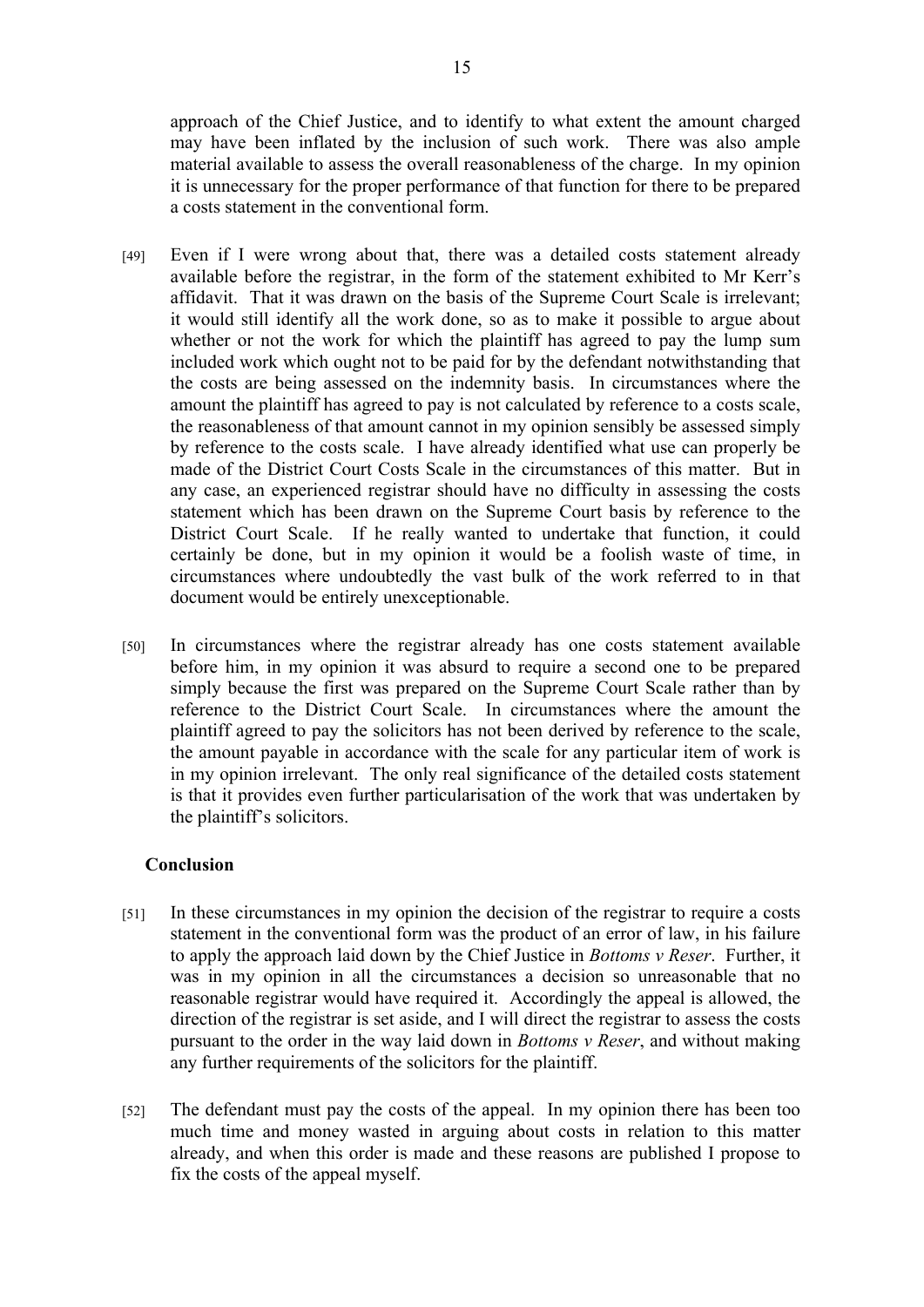approach of the Chief Justice, and to identify to what extent the amount charged may have been inflated by the inclusion of such work. There was also ample material available to assess the overall reasonableness of the charge. In my opinion it is unnecessary for the proper performance of that function for there to be prepared a costs statement in the conventional form.

[49] Even if I were wrong about that, there was a detailed costs statement already available before the registrar, in the form of the statement exhibited to Mr Kerr's affidavit. That it was drawn on the basis of the Supreme Court Scale is irrelevant; it would still identify all the work done, so as to make it possible to argue about whether or not the work for which the plaintiff has agreed to pay the lump sum included work which ought not to be paid for by the defendant notwithstanding that the costs are being assessed on the indemnity basis. In circumstances where the amount the plaintiff has agreed to pay is not calculated by reference to a costs scale, the reasonableness of that amount cannot in my opinion sensibly be assessed simply by reference to the costs scale. I have already identified what use can properly be made of the District Court Costs Scale in the circumstances of this matter. But in any case, an experienced registrar should have no difficulty in assessing the costs statement which has been drawn on the Supreme Court basis by reference to the District Court Scale. If he really wanted to undertake that function, it could certainly be done, but in my opinion it would be a foolish waste of time, in circumstances where undoubtedly the vast bulk of the work referred to in that document would be entirely unexceptionable.

[50] In circumstances where the registrar already has one costs statement available before him, in my opinion it was absurd to require a second one to be prepared simply because the first was prepared on the Supreme Court Scale rather than by reference to the District Court Scale. In circumstances where the amount the plaintiff agreed to pay the solicitors has not been derived by reference to the scale, the amount payable in accordance with the scale for any particular item of work is in my opinion irrelevant. The only real significance of the detailed costs statement is that it provides even further particularisation of the work that was undertaken by the plaintiff's solicitors.

## Conclusion

[51] In these circumstances in my opinion the decision of the registrar to require a costs statement in the conventional form was the product of an error of law, in his failure to apply the approach laid down by the Chief Justice in *Bottoms v Reser*. Further, it was in my opinion in all the circumstances a decision so unreasonable that no reasonable registrar would have required it. Accordingly the appeal is allowed, the direction of the registrar is set aside, and I will direct the registrar to assess the costs pursuant to the order in the way laid down in *Bottoms v Reser*, and without making any further requirements of the solicitors for the plaintiff.

[52] The defendant must pay the costs of the appeal. In my opinion there has been too much time and money wasted in arguing about costs in relation to this matter already, and when this order is made and these reasons are published I propose to fix the costs of the appeal myself.